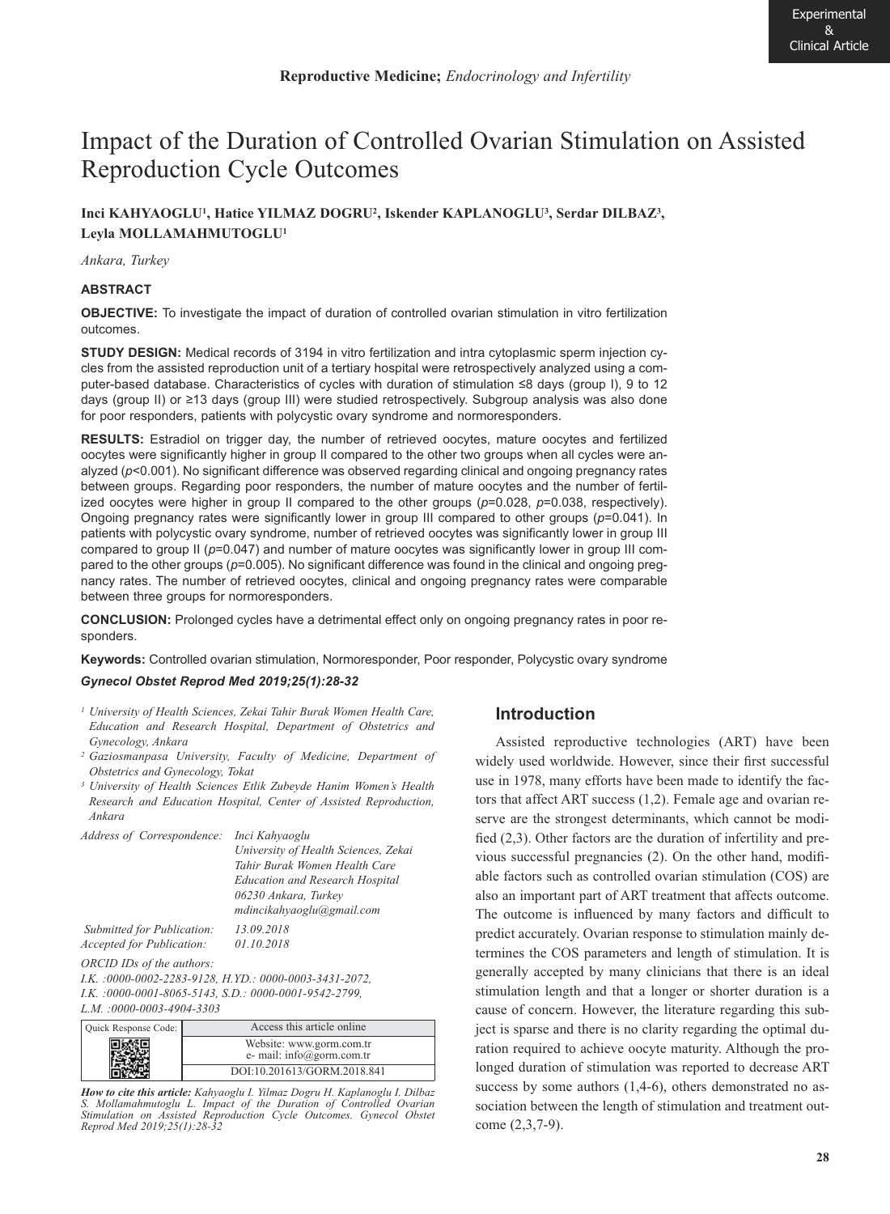Experimental & Clinical Article

**Reproductive Medicine;** *Endocrinology and Infertility*

# Impact of the Duration of Controlled Ovarian Stimulation on Assisted Reproduction Cycle Outcomes

**Inci KAHYAOGLU[1], Hatice YILMAZ DOGRU[2], Iskender KAPLANOGLU[3], Serdar DILBAZ[3], Leyla MOLLAMAHMUTOGLU[1]**

*Ankara, Turkey*

## ABSTRACT

**OBJECTIVE:** To investigate the impact of duration of controlled ovarian stimulation in vitro fertilization outcomes.

**STUDY DESIGN:** Medical records of 3194 in vitro fertilization and intra cytoplasmic sperm injection cycles from the assisted reproduction unit of a tertiary hospital were retrospectively analyzed using a computer-based database. Characteristics of cycles with duration of stimulation ≤8 days (group I), 9 to 12 days (group II) or ≥13 days (group III) were studied retrospectively. Subgroup analysis was also done for poor responders, patients with polycystic ovary syndrome and normoresponders.

**RESULTS:** Estradiol on trigger day, the number of retrieved oocytes, mature oocytes and fertilized oocytes were significantly higher in group II compared to the other two groups when all cycles were analyzed ($p<0.001$). No significant difference was observed regarding clinical and ongoing pregnancy rates between groups. Regarding poor responders, the number of mature oocytes and the number of fertilized oocytes were higher in group II compared to the other groups ($p=0.028$, $p=0.038$, respectively). Ongoing pregnancy rates were significantly lower in group III compared to other groups ($p=0.041$). In patients with polycystic ovary syndrome, number of retrieved oocytes was significantly lower in group III compared to group II ($p=0.047$) and number of mature oocytes was significantly lower in group III compared to the other groups ($p=0.005$). No significant difference was found in the clinical and ongoing pregnancy rates. The number of retrieved oocytes, clinical and ongoing pregnancy rates were comparable between three groups for normoresponders.

**CONCLUSION:** Prolonged cycles have a detrimental effect only on ongoing pregnancy rates in poor responders.

**Keywords:** Controlled ovarian stimulation, Normoresponder, Poor responder, Polycystic ovary syndrome

***Gynecol Obstet Reprod Med 2019;25(1):28-32***

*[1] University of Health Sciences, Zekai Tahir Burak Women Health Care, Education and Research Hospital, Department of Obstetrics and Gynecology, Ankara*

*[2] Gaziosmanpasa University, Faculty of Medicine, Department of Obstetrics and Gynecology, Tokat*

*[3] University of Health Sciences Etlik Zubeyde Hanim Women's Health Research and Education Hospital, Center of Assisted Reproduction, Ankara*

*Address of Correspondence:* *Inci Kahyaoglu, University of Health Sciences, Zekai Tahir Burak Women Health Care Education and Research Hospital, 06230 Ankara, Turkey, mdincikahyaoglu@gmail.com*

*Submitted for Publication:* *13.09.2018*
*Accepted for Publication:* *01.10.2018*

*ORCID IDs of the authors:*
*I.K. :0000-0002-2283-9128, H.YD.: 0000-0003-3431-2072, I.K. :0000-0001-8065-5143, S.D.: 0000-0001-9542-2799, L.M. :0000-0003-4904-3303*

| Quick Response Code: | Access this article online |
| --- | --- |
| | Website: www.gorm.com.tr e- mail: info@gorm.com.tr |
| | DOI:10.201613/GORM.2018.841 |

***How to cite this article:*** *Kahyaoglu I. Yilmaz Dogru H. Kaplanoglu I. Dilbaz S. Mollamahmutoglu L. Impact of the Duration of Controlled Ovarian Stimulation on Assisted Reproduction Cycle Outcomes. Gynecol Obstet Reprod Med 2019;25(1):28-32*

## Introduction

Assisted reproductive technologies (ART) have been widely used worldwide. However, since their first successful use in 1978, many efforts have been made to identify the factors that affect ART success (1,2). Female age and ovarian reserve are the strongest determinants, which cannot be modified (2,3). Other factors are the duration of infertility and previous successful pregnancies (2). On the other hand, modifiable factors such as controlled ovarian stimulation (COS) are also an important part of ART treatment that affects outcome. The outcome is influenced by many factors and difficult to predict accurately. Ovarian response to stimulation mainly determines the COS parameters and length of stimulation. It is generally accepted by many clinicians that there is an ideal stimulation length and that a longer or shorter duration is a cause of concern. However, the literature regarding this subject is sparse and there is no clarity regarding the optimal duration required to achieve oocyte maturity. Although the prolonged duration of stimulation was reported to decrease ART success by some authors (1,4-6), others demonstrated no association between the length of stimulation and treatment outcome (2,3,7-9).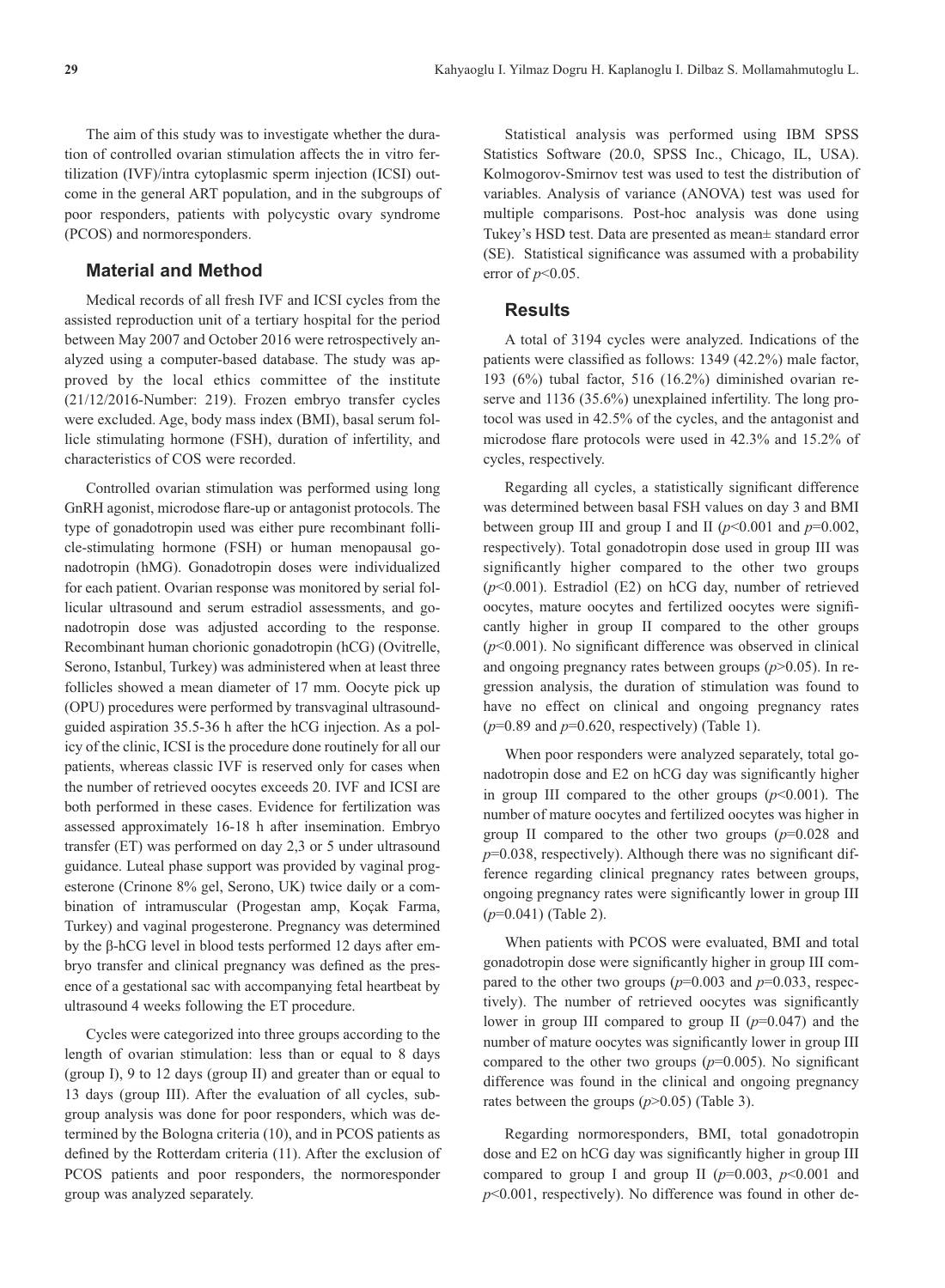The aim of this study was to investigate whether the duration of controlled ovarian stimulation affects the in vitro fertilization (IVF)/intra cytoplasmic sperm injection (ICSI) outcome in the general ART population, and in the subgroups of poor responders, patients with polycystic ovary syndrome (PCOS) and normoresponders.

## Material and Method

Medical records of all fresh IVF and ICSI cycles from the assisted reproduction unit of a tertiary hospital for the period between May 2007 and October 2016 were retrospectively analyzed using a computer-based database. The study was approved by the local ethics committee of the institute (21/12/2016-Number: 219). Frozen embryo transfer cycles were excluded. Age, body mass index (BMI), basal serum follicle stimulating hormone (FSH), duration of infertility, and characteristics of COS were recorded.

Controlled ovarian stimulation was performed using long GnRH agonist, microdose flare-up or antagonist protocols. The type of gonadotropin used was either pure recombinant follicle-stimulating hormone (FSH) or human menopausal gonadotropin (hMG). Gonadotropin doses were individualized for each patient. Ovarian response was monitored by serial follicular ultrasound and serum estradiol assessments, and gonadotropin dose was adjusted according to the response. Recombinant human chorionic gonadotropin (hCG) (Ovitrelle, Serono, Istanbul, Turkey) was administered when at least three follicles showed a mean diameter of 17 mm. Oocyte pick up (OPU) procedures were performed by transvaginal ultrasound-guided aspiration 35.5-36 h after the hCG injection. As a policy of the clinic, ICSI is the procedure done routinely for all our patients, whereas classic IVF is reserved only for cases when the number of retrieved oocytes exceeds 20. IVF and ICSI are both performed in these cases. Evidence for fertilization was assessed approximately 16-18 h after insemination. Embryo transfer (ET) was performed on day 2,3 or 5 under ultrasound guidance. Luteal phase support was provided by vaginal progesterone (Crinone 8% gel, Serono, UK) twice daily or a combination of intramuscular (Progestan amp, Koçak Farma, Turkey) and vaginal progesterone. Pregnancy was determined by the β-hCG level in blood tests performed 12 days after embryo transfer and clinical pregnancy was defined as the presence of a gestational sac with accompanying fetal heartbeat by ultrasound 4 weeks following the ET procedure.

Cycles were categorized into three groups according to the length of ovarian stimulation: less than or equal to 8 days (group I), 9 to 12 days (group II) and greater than or equal to 13 days (group III). After the evaluation of all cycles, subgroup analysis was done for poor responders, which was determined by the Bologna criteria (10), and in PCOS patients as defined by the Rotterdam criteria (11). After the exclusion of PCOS patients and poor responders, the normoresponder group was analyzed separately.

Statistical analysis was performed using IBM SPSS Statistics Software (20.0, SPSS Inc., Chicago, IL, USA). Kolmogorov-Smirnov test was used to test the distribution of variables. Analysis of variance (ANOVA) test was used for multiple comparisons. Post-hoc analysis was done using Tukey's HSD test. Data are presented as mean± standard error (SE). Statistical significance was assumed with a probability error of $p<0.05$.

## Results

A total of 3194 cycles were analyzed. Indications of the patients were classified as follows: 1349 (42.2%) male factor, 193 (6%) tubal factor, 516 (16.2%) diminished ovarian reserve and 1136 (35.6%) unexplained infertility. The long protocol was used in 42.5% of the cycles, and the antagonist and microdose flare protocols were used in 42.3% and 15.2% of cycles, respectively.

Regarding all cycles, a statistically significant difference was determined between basal FSH values on day 3 and BMI between group III and group I and II ($p<0.001$ and $p=0.002$, respectively). Total gonadotropin dose used in group III was significantly higher compared to the other two groups ($p<0.001$). Estradiol (E2) on hCG day, number of retrieved oocytes, mature oocytes and fertilized oocytes were significantly higher in group II compared to the other groups ($p<0.001$). No significant difference was observed in clinical and ongoing pregnancy rates between groups ($p>0.05$). In regression analysis, the duration of stimulation was found to have no effect on clinical and ongoing pregnancy rates ($p=0.89$ and $p=0.620$, respectively) (Table 1).

When poor responders were analyzed separately, total gonadotropin dose and E2 on hCG day was significantly higher in group III compared to the other groups ($p<0.001$). The number of mature oocytes and fertilized oocytes was higher in group II compared to the other two groups ($p=0.028$ and $p=0.038$, respectively). Although there was no significant difference regarding clinical pregnancy rates between groups, ongoing pregnancy rates were significantly lower in group III ($p=0.041$) (Table 2).

When patients with PCOS were evaluated, BMI and total gonadotropin dose were significantly higher in group III compared to the other two groups ($p=0.003$ and $p=0.033$, respectively). The number of retrieved oocytes was significantly lower in group III compared to group II ($p=0.047$) and the number of mature oocytes was significantly lower in group III compared to the other two groups ($p=0.005$). No significant difference was found in the clinical and ongoing pregnancy rates between the groups ($p>0.05$) (Table 3).

Regarding normoresponders, BMI, total gonadotropin dose and E2 on hCG day was significantly higher in group III compared to group I and group II ($p=0.003$, $p<0.001$ and $p<0.001$, respectively). No difference was found in other de-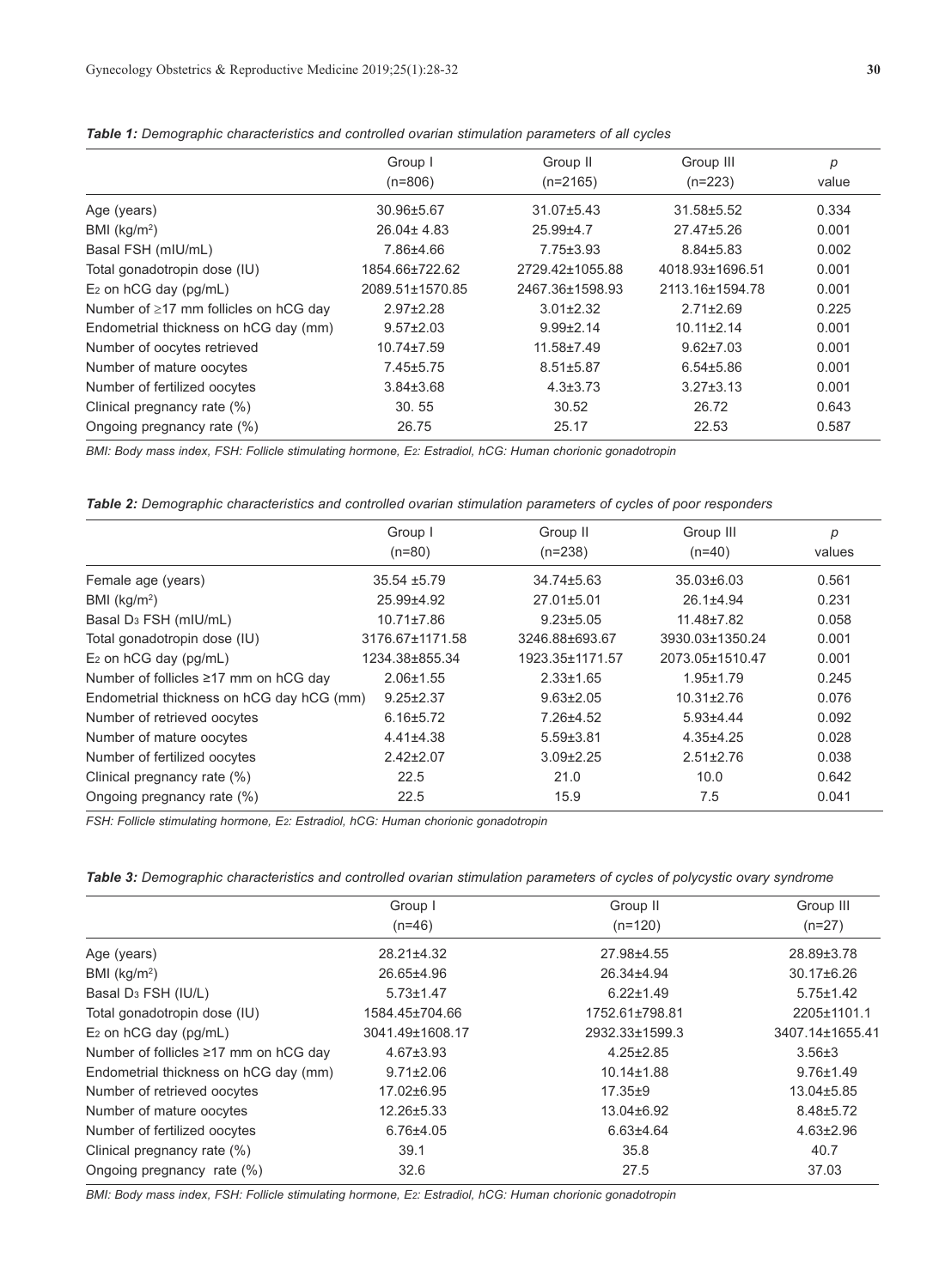***Table 1:** Demographic characteristics and controlled ovarian stimulation parameters of all cycles*

| | Group I (n=806) | Group II (n=2165) | Group III (n=223) | *p* value |
|---|---|---|---|---|
| Age (years) | 30.96±5.67 | 31.07±5.43 | 31.58±5.52 | 0.334 |
| BMI (kg/m$^2$) | 26.04± 4.83 | 25.99±4.7 | 27.47±5.26 | 0.001 |
| Basal FSH (mIU/mL) | 7.86±4.66 | 7.75±3.93 | 8.84±5.83 | 0.002 |
| Total gonadotropin dose (IU) | 1854.66±722.62 | 2729.42±1055.88 | 4018.93±1696.51 | 0.001 |
| $E_2$ on hCG day (pg/mL) | 2089.51±1570.85 | 2467.36±1598.93 | 2113.16±1594.78 | 0.001 |
| Number of ≥17 mm follicles on hCG day | 2.97±2.28 | 3.01±2.32 | 2.71±2.69 | 0.225 |
| Endometrial thickness on hCG day (mm) | 9.57±2.03 | 9.99±2.14 | 10.11±2.14 | 0.001 |
| Number of oocytes retrieved | 10.74±7.59 | 11.58±7.49 | 9.62±7.03 | 0.001 |
| Number of mature oocytes | 7.45±5.75 | 8.51±5.87 | 6.54±5.86 | 0.001 |
| Number of fertilized oocytes | 3.84±3.68 | 4.3±3.73 | 3.27±3.13 | 0.001 |
| Clinical pregnancy rate (%) | 30. 55 | 30.52 | 26.72 | 0.643 |
| Ongoing pregnancy rate (%) | 26.75 | 25.17 | 22.53 | 0.587 |

*BMI: Body mass index, FSH: Follicle stimulating hormone, $E_2$: Estradiol, hCG: Human chorionic gonadotropin*

***Table 2:** Demographic characteristics and controlled ovarian stimulation parameters of cycles of poor responders*

| | Group I (n=80) | Group II (n=238) | Group III (n=40) | *p* values |
|---|---|---|---|---|
| Female age (years) | 35.54 ±5.79 | 34.74±5.63 | 35.03±6.03 | 0.561 |
| BMI (kg/m$^2$) | 25.99±4.92 | 27.01±5.01 | 26.1±4.94 | 0.231 |
| Basal $D_3$ FSH (mIU/mL) | 10.71±7.86 | 9.23±5.05 | 11.48±7.82 | 0.058 |
| Total gonadotropin dose (IU) | 3176.67±1171.58 | 3246.88±693.67 | 3930.03±1350.24 | 0.001 |
| $E_2$ on hCG day (pg/mL) | 1234.38±855.34 | 1923.35±1171.57 | 2073.05±1510.47 | 0.001 |
| Number of follicles ≥17 mm on hCG day | 2.06±1.55 | 2.33±1.65 | 1.95±1.79 | 0.245 |
| Endometrial thickness on hCG day hCG (mm) | 9.25±2.37 | 9.63±2.05 | 10.31±2.76 | 0.076 |
| Number of retrieved oocytes | 6.16±5.72 | 7.26±4.52 | 5.93±4.44 | 0.092 |
| Number of mature oocytes | 4.41±4.38 | 5.59±3.81 | 4.35±4.25 | 0.028 |
| Number of fertilized oocytes | 2.42±2.07 | 3.09±2.25 | 2.51±2.76 | 0.038 |
| Clinical pregnancy rate (%) | 22.5 | 21.0 | 10.0 | 0.642 |
| Ongoing pregnancy rate (%) | 22.5 | 15.9 | 7.5 | 0.041 |

*FSH: Follicle stimulating hormone, $E_2$: Estradiol, hCG: Human chorionic gonadotropin*

***Table 3:** Demographic characteristics and controlled ovarian stimulation parameters of cycles of polycystic ovary syndrome*

| | Group I (n=46) | Group II (n=120) | Group III (n=27) |
|---|---|---|---|
| Age (years) | 28.21±4.32 | 27.98±4.55 | 28.89±3.78 |
| BMI (kg/m$^2$) | 26.65±4.96 | 26.34±4.94 | 30.17±6.26 |
| Basal $D_3$ FSH (IU/L) | 5.73±1.47 | 6.22±1.49 | 5.75±1.42 |
| Total gonadotropin dose (IU) | 1584.45±704.66 | 1752.61±798.81 | 2205±1101.1 |
| $E_2$ on hCG day (pg/mL) | 3041.49±1608.17 | 2932.33±1599.3 | 3407.14±1655.41 |
| Number of follicles ≥17 mm on hCG day | 4.67±3.93 | 4.25±2.85 | 3.56±3 |
| Endometrial thickness on hCG day (mm) | 9.71±2.06 | 10.14±1.88 | 9.76±1.49 |
| Number of retrieved oocytes | 17.02±6.95 | 17.35±9 | 13.04±5.85 |
| Number of mature oocytes | 12.26±5.33 | 13.04±6.92 | 8.48±5.72 |
| Number of fertilized oocytes | 6.76±4.05 | 6.63±4.64 | 4.63±2.96 |
| Clinical pregnancy rate (%) | 39.1 | 35.8 | 40.7 |
| Ongoing pregnancy rate (%) | 32.6 | 27.5 | 37.03 |

*BMI: Body mass index, FSH: Follicle stimulating hormone, $E_2$: Estradiol, hCG: Human chorionic gonadotropin*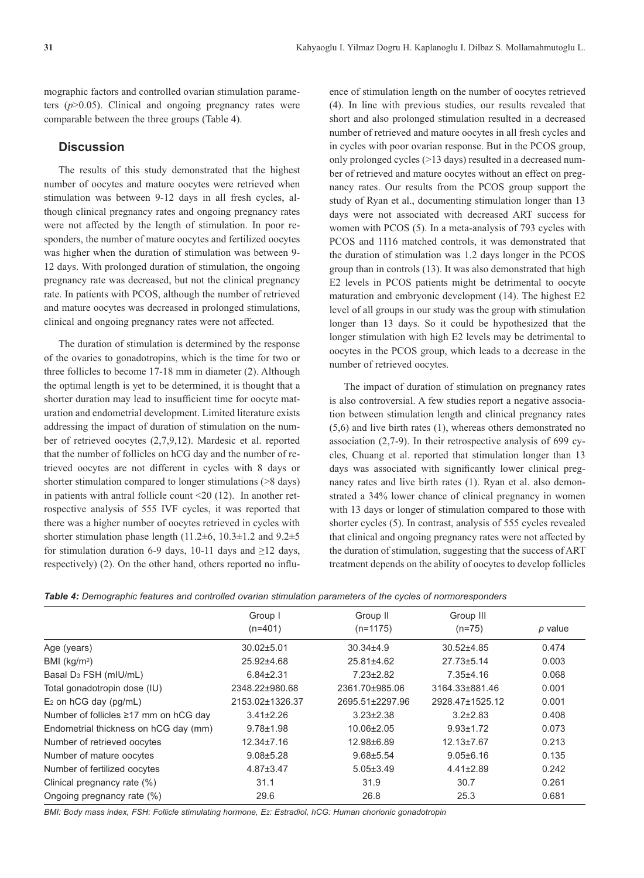mographic factors and controlled ovarian stimulation parameters ($p$>0.05). Clinical and ongoing pregnancy rates were comparable between the three groups (Table 4).

## Discussion

The results of this study demonstrated that the highest number of oocytes and mature oocytes were retrieved when stimulation was between 9-12 days in all fresh cycles, although clinical pregnancy rates and ongoing pregnancy rates were not affected by the length of stimulation. In poor responders, the number of mature oocytes and fertilized oocytes was higher when the duration of stimulation was between 9-12 days. With prolonged duration of stimulation, the ongoing pregnancy rate was decreased, but not the clinical pregnancy rate. In patients with PCOS, although the number of retrieved and mature oocytes was decreased in prolonged stimulations, clinical and ongoing pregnancy rates were not affected.

The duration of stimulation is determined by the response of the ovaries to gonadotropins, which is the time for two or three follicles to become 17-18 mm in diameter (2). Although the optimal length is yet to be determined, it is thought that a shorter duration may lead to insufficient time for oocyte maturation and endometrial development. Limited literature exists addressing the impact of duration of stimulation on the number of retrieved oocytes (2,7,9,12). Mardesic et al. reported that the number of follicles on hCG day and the number of retrieved oocytes are not different in cycles with 8 days or shorter stimulation compared to longer stimulations (>8 days) in patients with antral follicle count <20 (12). In another retrospective analysis of 555 IVF cycles, it was reported that there was a higher number of oocytes retrieved in cycles with shorter stimulation phase length (11.2±6, 10.3±1.2 and 9.2±5 for stimulation duration 6-9 days, 10-11 days and ≥12 days, respectively) (2). On the other hand, others reported no influence of stimulation length on the number of oocytes retrieved (4). In line with previous studies, our results revealed that short and also prolonged stimulation resulted in a decreased number of retrieved and mature oocytes in all fresh cycles and in cycles with poor ovarian response. But in the PCOS group, only prolonged cycles (>13 days) resulted in a decreased number of retrieved and mature oocytes without an effect on pregnancy rates. Our results from the PCOS group support the study of Ryan et al., documenting stimulation longer than 13 days were not associated with decreased ART success for women with PCOS (5). In a meta-analysis of 793 cycles with PCOS and 1116 matched controls, it was demonstrated that the duration of stimulation was 1.2 days longer in the PCOS group than in controls (13). It was also demonstrated that high E2 levels in PCOS patients might be detrimental to oocyte maturation and embryonic development (14). The highest E2 level of all groups in our study was the group with stimulation longer than 13 days. So it could be hypothesized that the longer stimulation with high E2 levels may be detrimental to oocytes in the PCOS group, which leads to a decrease in the number of retrieved oocytes.

The impact of duration of stimulation on pregnancy rates is also controversial. A few studies report a negative association between stimulation length and clinical pregnancy rates (5,6) and live birth rates (1), whereas others demonstrated no association (2,7-9). In their retrospective analysis of 699 cycles, Chuang et al. reported that stimulation longer than 13 days was associated with significantly lower clinical pregnancy rates and live birth rates (1). Ryan et al. also demonstrated a 34% lower chance of clinical pregnancy in women with 13 days or longer of stimulation compared to those with shorter cycles (5). In contrast, analysis of 555 cycles revealed that clinical and ongoing pregnancy rates were not affected by the duration of stimulation, suggesting that the success of ART treatment depends on the ability of oocytes to develop follicles

***Table 4:** Demographic features and controlled ovarian stimulation parameters of the cycles of normoresponders*

| | Group I (n=401) | Group II (n=1175) | Group III (n=75) | *p* value |
|---|---|---|---|---|
| Age (years) | 30.02±5.01 | 30.34±4.9 | 30.52±4.85 | 0.474 |
| BMI (kg/m$^2$) | 25.92±4.68 | 25.81±4.62 | 27.73±5.14 | 0.003 |
| Basal $D_3$ FSH (mIU/mL) | 6.84±2.31 | 7.23±2.82 | 7.35±4.16 | 0.068 |
| Total gonadotropin dose (IU) | 2348.22±980.68 | 2361.70±985.06 | 3164.33±881.46 | 0.001 |
| $E_2$ on hCG day (pg/mL) | 2153.02±1326.37 | 2695.51±2297.96 | 2928.47±1525.12 | 0.001 |
| Number of follicles ≥17 mm on hCG day | 3.41±2.26 | 3.23±2.38 | 3.2±2.83 | 0.408 |
| Endometrial thickness on hCG day (mm) | 9.78±1.98 | 10.06±2.05 | 9.93±1.72 | 0.073 |
| Number of retrieved oocytes | 12.34±7.16 | 12.98±6.89 | 12.13±7.67 | 0.213 |
| Number of mature oocytes | 9.08±5.28 | 9.68±5.54 | 9.05±6.16 | 0.135 |
| Number of fertilized oocytes | 4.87±3.47 | 5.05±3.49 | 4.41±2.89 | 0.242 |
| Clinical pregnancy rate (%) | 31.1 | 31.9 | 30.7 | 0.261 |
| Ongoing pregnancy rate (%) | 29.6 | 26.8 | 25.3 | 0.681 |

*BMI: Body mass index, FSH: Follicle stimulating hormone, $E_2$: Estradiol, hCG: Human chorionic gonadotropin*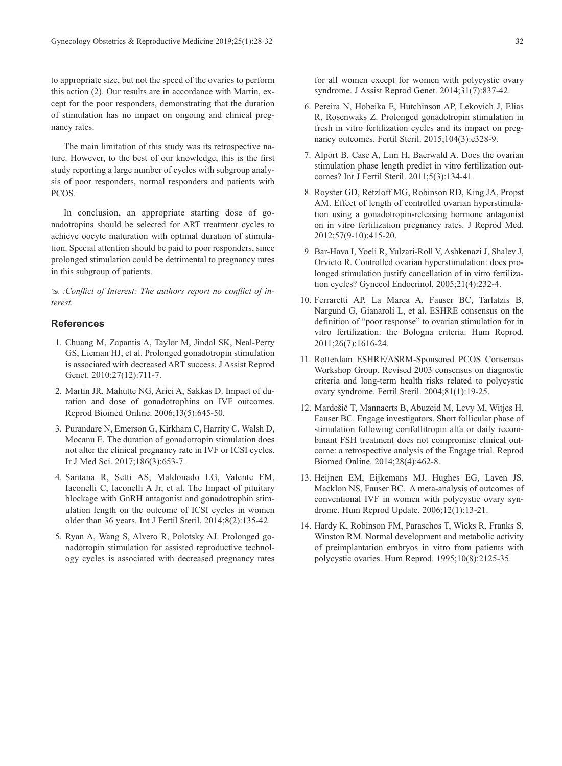to appropriate size, but not the speed of the ovaries to perform this action (2). Our results are in accordance with Martin, except for the poor responders, demonstrating that the duration of stimulation has no impact on ongoing and clinical pregnancy rates.

The main limitation of this study was its retrospective nature. However, to the best of our knowledge, this is the first study reporting a large number of cycles with subgroup analysis of poor responders, normal responders and patients with PCOS.

In conclusion, an appropriate starting dose of gonadotropins should be selected for ART treatment cycles to achieve oocyte maturation with optimal duration of stimulation. Special attention should be paid to poor responders, since prolonged stimulation could be detrimental to pregnancy rates in this subgroup of patients.

✎ *:Conflict of Interest: The authors report no conflict of interest.*

## References

1. Chuang M, Zapantis A, Taylor M, Jindal SK, Neal-Perry GS, Lieman HJ, et al. Prolonged gonadotropin stimulation is associated with decreased ART success. J Assist Reprod Genet. 2010;27(12):711-7.
2. Martin JR, Mahutte NG, Arici A, Sakkas D. Impact of duration and dose of gonadotrophins on IVF outcomes. Reprod Biomed Online. 2006;13(5):645-50.
3. Purandare N, Emerson G, Kirkham C, Harrity C, Walsh D, Mocanu E. The duration of gonadotropin stimulation does not alter the clinical pregnancy rate in IVF or ICSI cycles. Ir J Med Sci. 2017;186(3):653-7.
4. Santana R, Setti AS, Maldonado LG, Valente FM, Iaconelli C, Iaconelli A Jr, et al. The Impact of pituitary blockage with GnRH antagonist and gonadotrophin stimulation length on the outcome of ICSI cycles in women older than 36 years. Int J Fertil Steril. 2014;8(2):135-42.
5. Ryan A, Wang S, Alvero R, Polotsky AJ. Prolonged gonadotropin stimulation for assisted reproductive technology cycles is associated with decreased pregnancy rates for all women except for women with polycystic ovary syndrome. J Assist Reprod Genet. 2014;31(7):837-42.
6. Pereira N, Hobeika E, Hutchinson AP, Lekovich J, Elias R, Rosenwaks Z. Prolonged gonadotropin stimulation in fresh in vitro fertilization cycles and its impact on pregnancy outcomes. Fertil Steril. 2015;104(3):e328-9.
7. Alport B, Case A, Lim H, Baerwald A. Does the ovarian stimulation phase length predict in vitro fertilization outcomes? Int J Fertil Steril. 2011;5(3):134-41.
8. Royster GD, Retzloff MG, Robinson RD, King JA, Propst AM. Effect of length of controlled ovarian hyperstimulation using a gonadotropin-releasing hormone antagonist on in vitro fertilization pregnancy rates. J Reprod Med. 2012;57(9-10):415-20.
9. Bar-Hava I, Yoeli R, Yulzari-Roll V, Ashkenazi J, Shalev J, Orvieto R. Controlled ovarian hyperstimulation: does prolonged stimulation justify cancellation of in vitro fertilization cycles? Gynecol Endocrinol. 2005;21(4):232-4.
10. Ferraretti AP, La Marca A, Fauser BC, Tarlatzis B, Nargund G, Gianaroli L, et al. ESHRE consensus on the definition of "poor response" to ovarian stimulation for in vitro fertilization: the Bologna criteria. Hum Reprod. 2011;26(7):1616-24.
11. Rotterdam ESHRE/ASRM-Sponsored PCOS Consensus Workshop Group. Revised 2003 consensus on diagnostic criteria and long-term health risks related to polycystic ovary syndrome. Fertil Steril. 2004;81(1):19-25.
12. Mardešič T, Mannaerts B, Abuzeid M, Levy M, Witjes H, Fauser BC. Engage investigators. Short follicular phase of stimulation following corifollitropin alfa or daily recombinant FSH treatment does not compromise clinical outcome: a retrospective analysis of the Engage trial. Reprod Biomed Online. 2014;28(4):462-8.
13. Heijnen EM, Eijkemans MJ, Hughes EG, Laven JS, Macklon NS, Fauser BC. A meta-analysis of outcomes of conventional IVF in women with polycystic ovary syndrome. Hum Reprod Update. 2006;12(1):13-21.
14. Hardy K, Robinson FM, Paraschos T, Wicks R, Franks S, Winston RM. Normal development and metabolic activity of preimplantation embryos in vitro from patients with polycystic ovaries. Hum Reprod. 1995;10(8):2125-35.